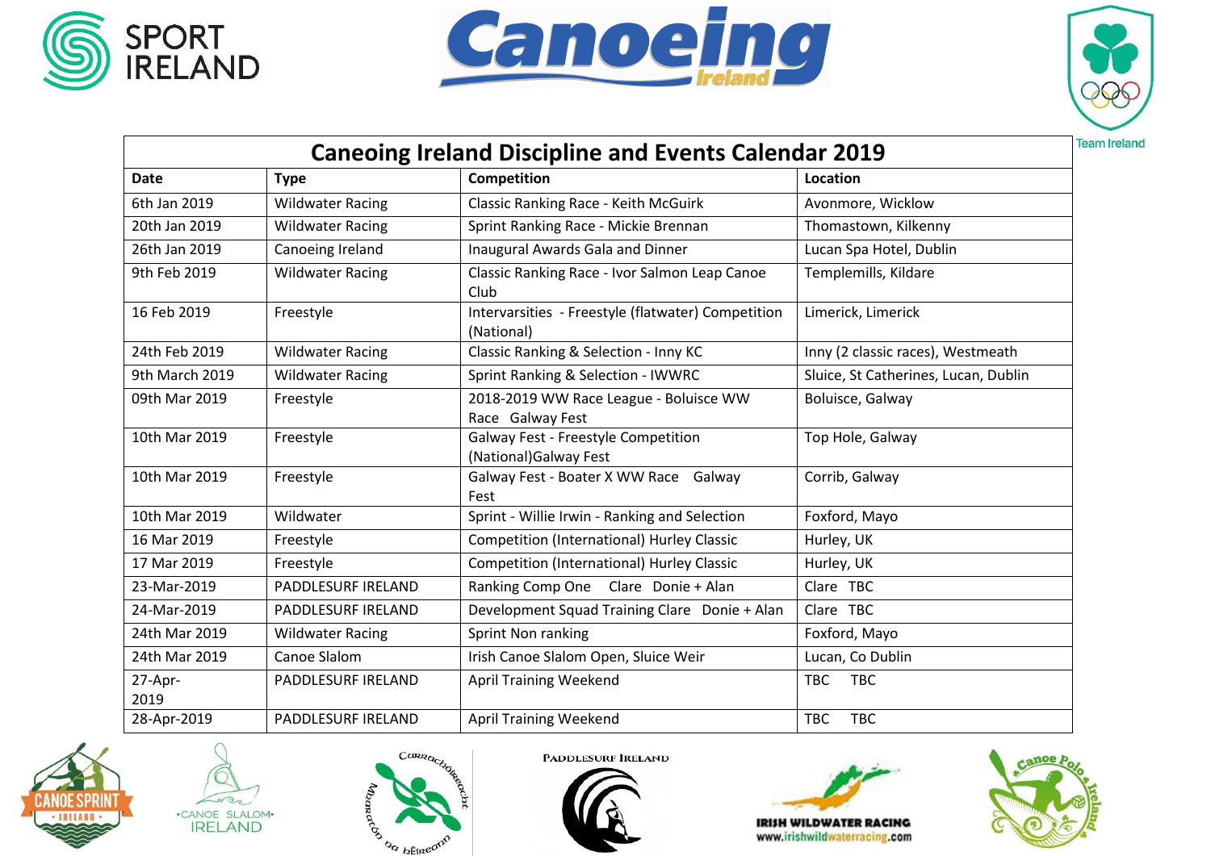# Caneoing Ireland Discipline and Events Calendar 2019

| Date | Type | Competition | Location |
|---|---|---|---|
| 6th Jan 2019 | Wildwater Racing | Classic Ranking Race - Keith McGuirk | Avonmore, Wicklow |
| 20th Jan 2019 | Wildwater Racing | Sprint Ranking Race - Mickie Brennan | Thomastown, Kilkenny |
| 26th Jan 2019 | Canoeing Ireland | Inaugural Awards Gala and Dinner | Lucan Spa Hotel, Dublin |
| 9th Feb 2019 | Wildwater Racing | Classic Ranking Race - Ivor Salmon Leap Canoe Club | Templemills, Kildare |
| 16 Feb 2019 | Freestyle | Intervarsities - Freestyle (flatwater) Competition (National) | Limerick, Limerick |
| 24th Feb 2019 | Wildwater Racing | Classic Ranking & Selection - Inny KC | Inny (2 classic races), Westmeath |
| 9th March 2019 | Wildwater Racing | Sprint Ranking & Selection - IWWRC | Sluice, St Catherines, Lucan, Dublin |
| 09th Mar 2019 | Freestyle | 2018-2019 WW Race League - Boluisce WW Race Galway Fest | Boluisce, Galway |
| 10th Mar 2019 | Freestyle | Galway Fest - Freestyle Competition (National)Galway Fest | Top Hole, Galway |
| 10th Mar 2019 | Freestyle | Galway Fest - Boater X WW Race Galway Fest | Corrib, Galway |
| 10th Mar 2019 | Wildwater | Sprint - Willie Irwin - Ranking and Selection | Foxford, Mayo |
| 16 Mar 2019 | Freestyle | Competition (International) Hurley Classic | Hurley, UK |
| 17 Mar 2019 | Freestyle | Competition (International) Hurley Classic | Hurley, UK |
| 23-Mar-2019 | PADDLESURF IRELAND | Ranking Comp One Clare Donie + Alan | Clare TBC |
| 24-Mar-2019 | PADDLESURF IRELAND | Development Squad Training Clare Donie + Alan | Clare TBC |
| 24th Mar 2019 | Wildwater Racing | Sprint Non ranking | Foxford, Mayo |
| 24th Mar 2019 | Canoe Slalom | Irish Canoe Slalom Open, Sluice Weir | Lucan, Co Dublin |
| 27-Apr-2019 | PADDLESURF IRELAND | April Training Weekend | TBC TBC |
| 28-Apr-2019 | PADDLESURF IRELAND | April Training Weekend | TBC TBC |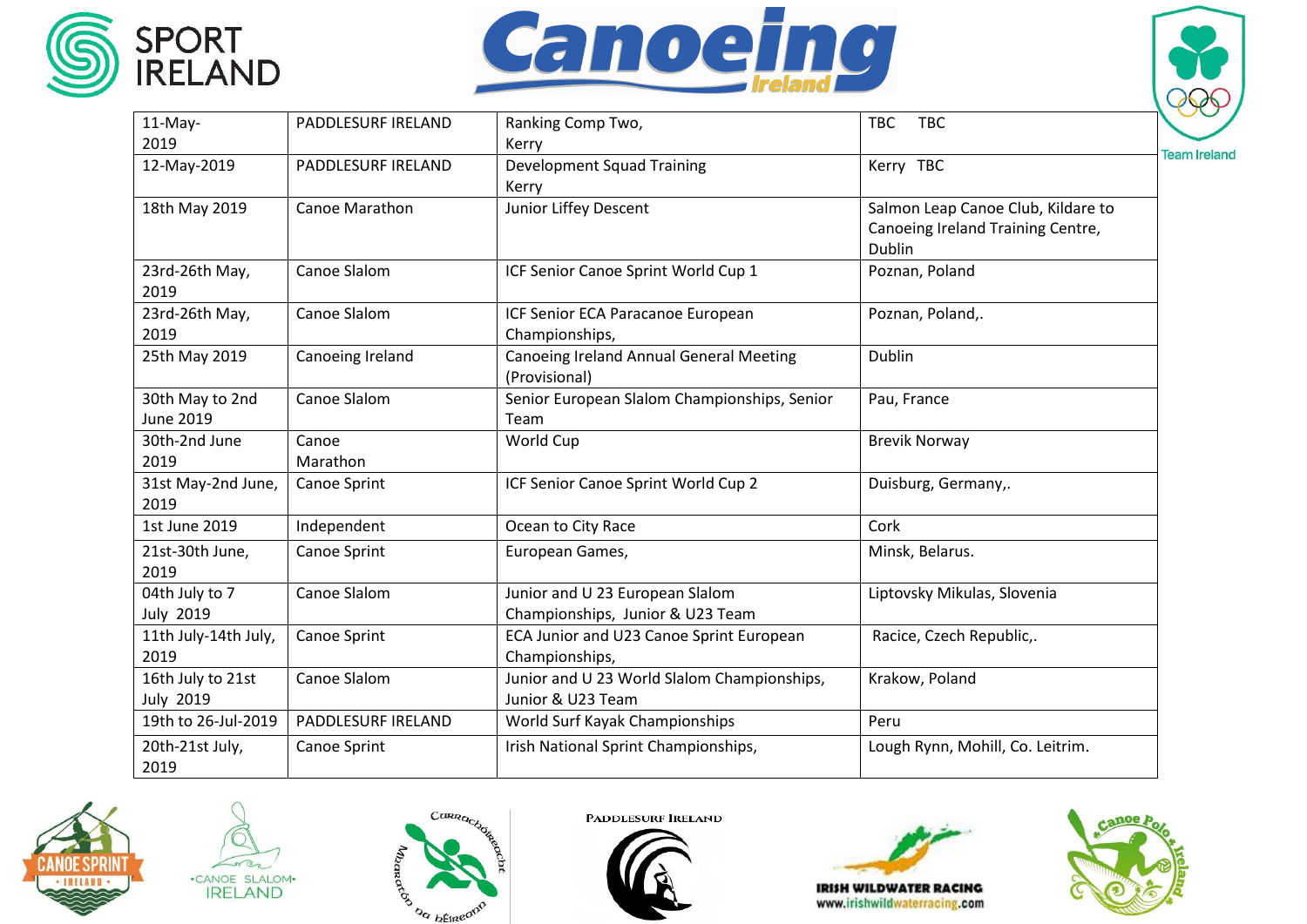| 11-May-2019 | PADDLESURF IRELAND | Ranking Comp Two, Kerry | TBC TBC |
|---|---|---|---|
| 12-May-2019 | PADDLESURF IRELAND | Development Squad Training Kerry | Kerry TBC |
| 18th May 2019 | Canoe Marathon | Junior Liffey Descent | Salmon Leap Canoe Club, Kildare to Canoeing Ireland Training Centre, Dublin |
| 23rd-26th May, 2019 | Canoe Slalom | ICF Senior Canoe Sprint World Cup 1 | Poznan, Poland |
| 23rd-26th May, 2019 | Canoe Slalom | ICF Senior ECA Paracanoe European Championships, | Poznan, Poland,. |
| 25th May 2019 | Canoeing Ireland | Canoeing Ireland Annual General Meeting (Provisional) | Dublin |
| 30th May to 2nd June 2019 | Canoe Slalom | Senior European Slalom Championships, Senior Team | Pau, France |
| 30th-2nd June 2019 | Canoe Marathon | World Cup | Brevik Norway |
| 31st May-2nd June, 2019 | Canoe Sprint | ICF Senior Canoe Sprint World Cup 2 | Duisburg, Germany,. |
| 1st June 2019 | Independent | Ocean to City Race | Cork |
| 21st-30th June, 2019 | Canoe Sprint | European Games, | Minsk, Belarus. |
| 04th July to 7 July 2019 | Canoe Slalom | Junior and U 23 European Slalom Championships, Junior & U23 Team | Liptovsky Mikulas, Slovenia |
| 11th July-14th July, 2019 | Canoe Sprint | ECA Junior and U23 Canoe Sprint European Championships, | Racice, Czech Republic,. |
| 16th July to 21st July 2019 | Canoe Slalom | Junior and U 23 World Slalom Championships, Junior & U23 Team | Krakow, Poland |
| 19th to 26-Jul-2019 | PADDLESURF IRELAND | World Surf Kayak Championships | Peru |
| 20th-21st July, 2019 | Canoe Sprint | Irish National Sprint Championships, | Lough Rynn, Mohill, Co. Leitrim. |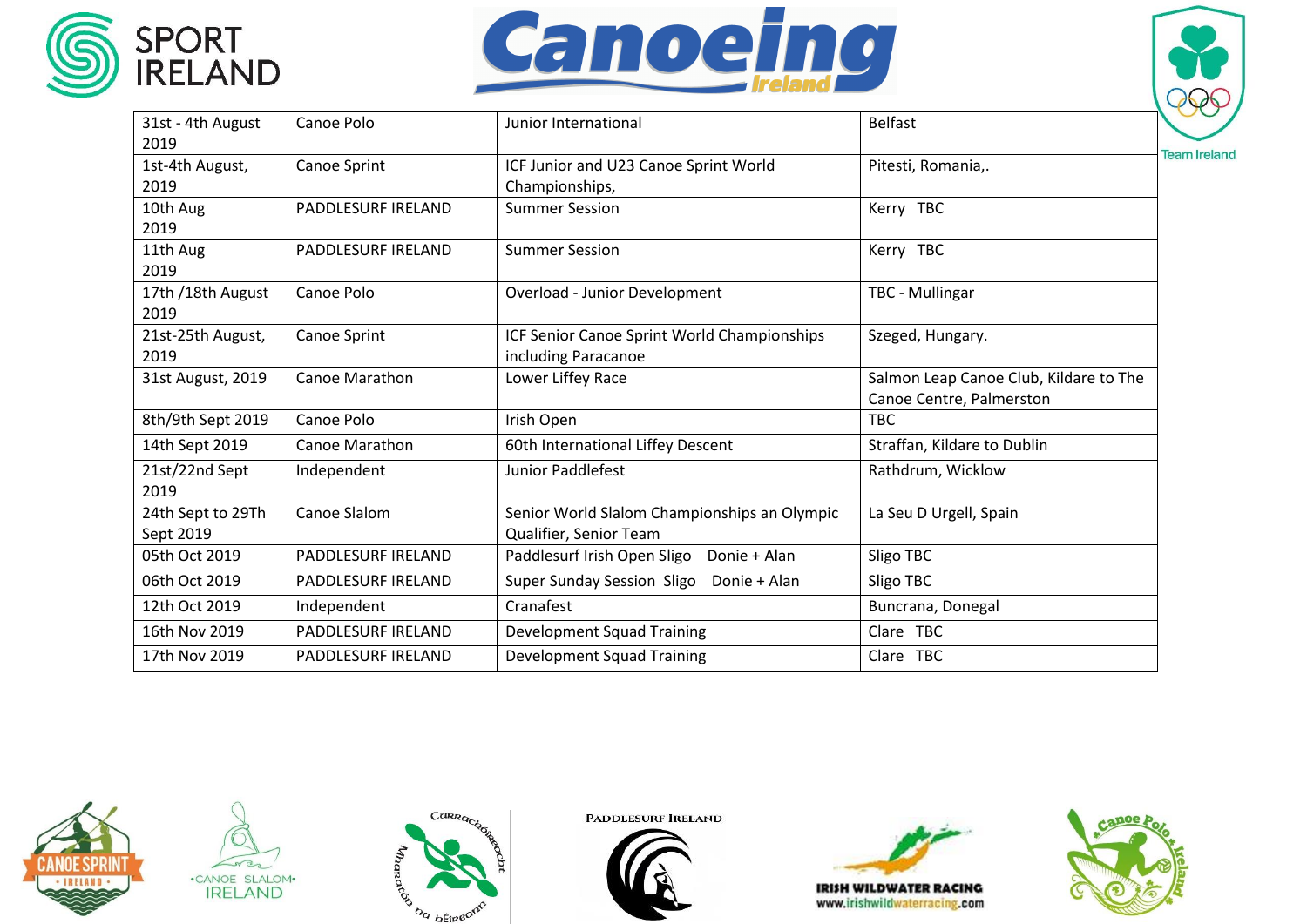| | | | |
|---|---|---|---|
| 31st - 4th August 2019 | Canoe Polo | Junior International | Belfast |
| 1st-4th August, 2019 | Canoe Sprint | ICF Junior and U23 Canoe Sprint World Championships, | Pitesti, Romania,. |
| 10th Aug 2019 | PADDLESURF IRELAND | Summer Session | Kerry TBC |
| 11th Aug 2019 | PADDLESURF IRELAND | Summer Session | Kerry TBC |
| 17th /18th August 2019 | Canoe Polo | Overload - Junior Development | TBC - Mullingar |
| 21st-25th August, 2019 | Canoe Sprint | ICF Senior Canoe Sprint World Championships including Paracanoe | Szeged, Hungary. |
| 31st August, 2019 | Canoe Marathon | Lower Liffey Race | Salmon Leap Canoe Club, Kildare to The Canoe Centre, Palmerston |
| 8th/9th Sept 2019 | Canoe Polo | Irish Open | TBC |
| 14th Sept 2019 | Canoe Marathon | 60th International Liffey Descent | Straffan, Kildare to Dublin |
| 21st/22nd Sept 2019 | Independent | Junior Paddlefest | Rathdrum, Wicklow |
| 24th Sept to 29Th Sept 2019 | Canoe Slalom | Senior World Slalom Championships an Olympic Qualifier, Senior Team | La Seu D Urgell, Spain |
| 05th Oct 2019 | PADDLESURF IRELAND | Paddlesurf Irish Open Sligo Donie + Alan | Sligo TBC |
| 06th Oct 2019 | PADDLESURF IRELAND | Super Sunday Session Sligo Donie + Alan | Sligo TBC |
| 12th Oct 2019 | Independent | Cranafest | Buncrana, Donegal |
| 16th Nov 2019 | PADDLESURF IRELAND | Development Squad Training | Clare TBC |
| 17th Nov 2019 | PADDLESURF IRELAND | Development Squad Training | Clare TBC |